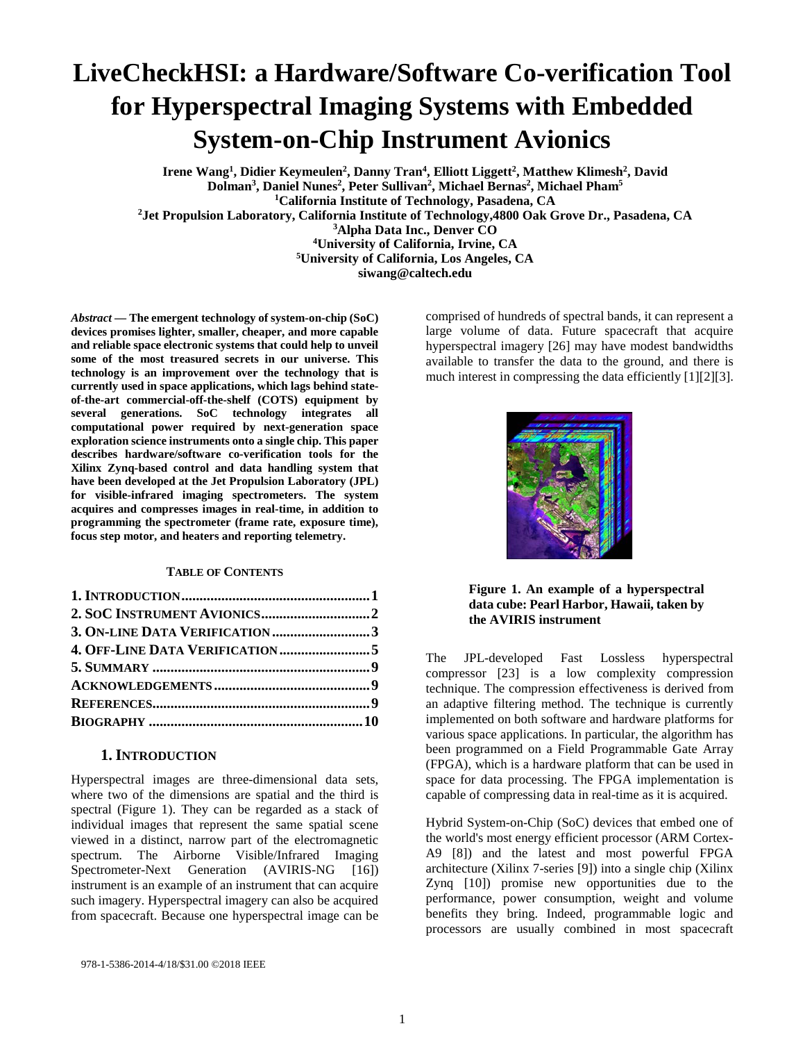# LiveCheckHSI: a Hardware/Software Co-verification Tool for Hyperspectral Imaging Systems with Embedded System-on-Chip Instrument Avionics

**Irene Wang[1], Didier Keymeulen[2], Danny Tran[4], Elliott Liggett[2], Matthew Klimesh[2], David Dolman[3], Daniel Nunes[2], Peter Sullivan[2], Michael Bernas[2], Michael Pham[5]**

**[1]California Institute of Technology, Pasadena, CA**

**[2]Jet Propulsion Laboratory, California Institute of Technology,4800 Oak Grove Dr., Pasadena, CA**

**[3]Alpha Data Inc., Denver CO**

**[4]University of California, Irvine, CA**

**[5]University of California, Los Angeles, CA**

**siwang@caltech.edu**

***Abstract* — The emergent technology of system-on-chip (SoC) devices promises lighter, smaller, cheaper, and more capable and reliable space electronic systems that could help to unveil some of the most treasured secrets in our universe. This technology is an improvement over the technology that is currently used in space applications, which lags behind state-of-the-art commercial-off-the-shelf (COTS) equipment by several generations. SoC technology integrates all computational power required by next-generation space exploration science instruments onto a single chip. This paper describes hardware/software co-verification tools for the Xilinx Zynq-based control and data handling system that have been developed at the Jet Propulsion Laboratory (JPL) for visible-infrared imaging spectrometers. The system acquires and compresses images in real-time, in addition to programming the spectrometer (frame rate, exposure time), focus step motor, and heaters and reporting telemetry.**

**TABLE OF CONTENTS**

| | |
|---|---|
| **1. INTRODUCTION** | **1** |
| **2. SOC INSTRUMENT AVIONICS** | **2** |
| **3. ON-LINE DATA VERIFICATION** | **3** |
| **4. OFF-LINE DATA VERIFICATION** | **5** |
| **5. SUMMARY** | **9** |
| **ACKNOWLEDGEMENTS** | **9** |
| **REFERENCES** | **9** |
| **BIOGRAPHY** | **10** |

## 1. INTRODUCTION

Hyperspectral images are three-dimensional data sets, where two of the dimensions are spatial and the third is spectral (Figure 1). They can be regarded as a stack of individual images that represent the same spatial scene viewed in a distinct, narrow part of the electromagnetic spectrum. The Airborne Visible/Infrared Imaging Spectrometer-Next Generation (AVIRIS-NG [16]) instrument is an example of an instrument that can acquire such imagery. Hyperspectral imagery can also be acquired from spacecraft. Because one hyperspectral image can be comprised of hundreds of spectral bands, it can represent a large volume of data. Future spacecraft that acquire hyperspectral imagery [26] may have modest bandwidths available to transfer the data to the ground, and there is much interest in compressing the data efficiently [1][2][3].

**Figure 1. An example of a hyperspectral data cube: Pearl Harbor, Hawaii, taken by the AVIRIS instrument**

The JPL-developed Fast Lossless hyperspectral compressor [23] is a low complexity compression technique. The compression effectiveness is derived from an adaptive filtering method. The technique is currently implemented on both software and hardware platforms for various space applications. In particular, the algorithm has been programmed on a Field Programmable Gate Array (FPGA), which is a hardware platform that can be used in space for data processing. The FPGA implementation is capable of compressing data in real-time as it is acquired.

Hybrid System-on-Chip (SoC) devices that embed one of the world's most energy efficient processor (ARM Cortex-A9 [8]) and the latest and most powerful FPGA architecture (Xilinx 7-series [9]) into a single chip (Xilinx Zynq [10]) promise new opportunities due to the performance, power consumption, weight and volume benefits they bring. Indeed, programmable logic and processors are usually combined in most spacecraft

978-1-5386-2014-4/18/$31.00 ©2018 IEEE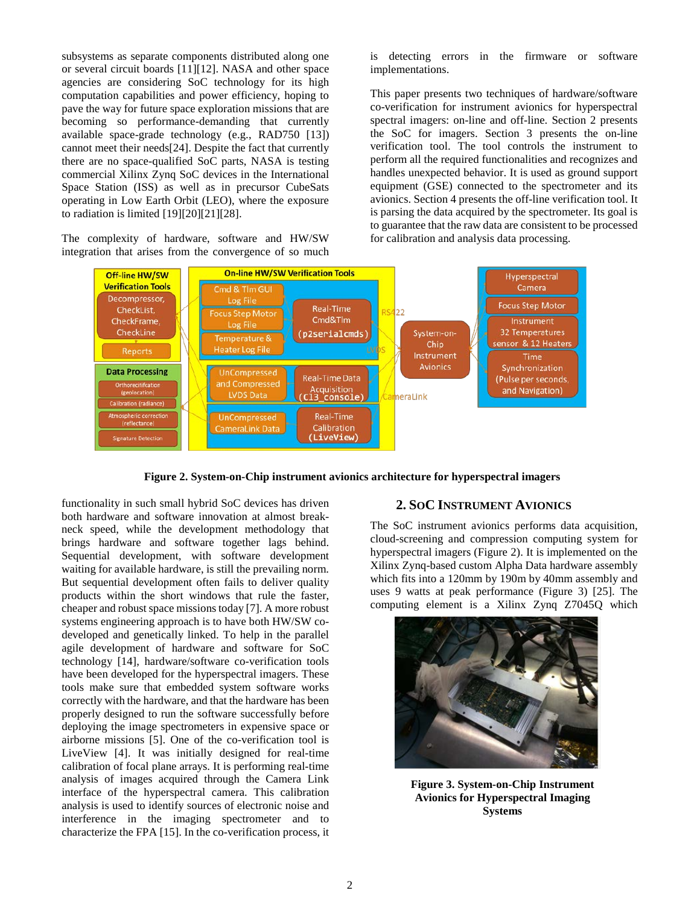subsystems as separate components distributed along one or several circuit boards [11][12]. NASA and other space agencies are considering SoC technology for its high computation capabilities and power efficiency, hoping to pave the way for future space exploration missions that are becoming so performance-demanding that currently available space-grade technology (e.g., RAD750 [13]) cannot meet their needs[24]. Despite the fact that currently there are no space-qualified SoC parts, NASA is testing commercial Xilinx Zynq SoC devices in the International Space Station (ISS) as well as in precursor CubeSats operating in Low Earth Orbit (LEO), where the exposure to radiation is limited [19][20][21][28].

The complexity of hardware, software and HW/SW integration that arises from the convergence of so much functionality in such small hybrid SoC devices has driven both hardware and software innovation at almost break-neck speed, while the development methodology that brings hardware and software together lags behind. Sequential development, with software development waiting for available hardware, is still the prevailing norm. But sequential development often fails to deliver quality products within the short windows that rule the faster, cheaper and robust space missions today [7]. A more robust systems engineering approach is to have both HW/SW co-developed and genetically linked. To help in the parallel agile development of hardware and software for SoC technology [14], hardware/software co-verification tools have been developed for the hyperspectral imagers. These tools make sure that embedded system software works correctly with the hardware, and that the hardware has been properly designed to run the software successfully before deploying the image spectrometers in expensive space or airborne missions [5]. One of the co-verification tool is LiveView [4]. It was initially designed for real-time calibration of focal plane arrays. It is performing real-time analysis of images acquired through the Camera Link interface of the hyperspectral camera. This calibration analysis is used to identify sources of electronic noise and interference in the imaging spectrometer and to characterize the FPA [15]. In the co-verification process, it is detecting errors in the firmware or software implementations.

This paper presents two techniques of hardware/software co-verification for instrument avionics for hyperspectral spectral imagers: on-line and off-line. Section 2 presents the SoC for imagers. Section 3 presents the on-line verification tool. The tool controls the instrument to perform all the required functionalities and recognizes and handles unexpected behavior. It is used as ground support equipment (GSE) connected to the spectrometer and its avionics. Section 4 presents the off-line verification tool. It is parsing the data acquired by the spectrometer. Its goal is to guarantee that the raw data are consistent to be processed for calibration and analysis data processing.

**Figure 2. System-on-Chip instrument avionics architecture for hyperspectral imagers**

## 2. SoC Instrument Avionics

The SoC instrument avionics performs data acquisition, cloud-screening and compression computing system for hyperspectral imagers (Figure 2). It is implemented on the Xilinx Zynq-based custom Alpha Data hardware assembly which fits into a 120mm by 190m by 40mm assembly and uses 9 watts at peak performance (Figure 3) [25]. The computing element is a Xilinx Zynq Z7045Q which

**Figure 3. System-on-Chip Instrument Avionics for Hyperspectral Imaging Systems**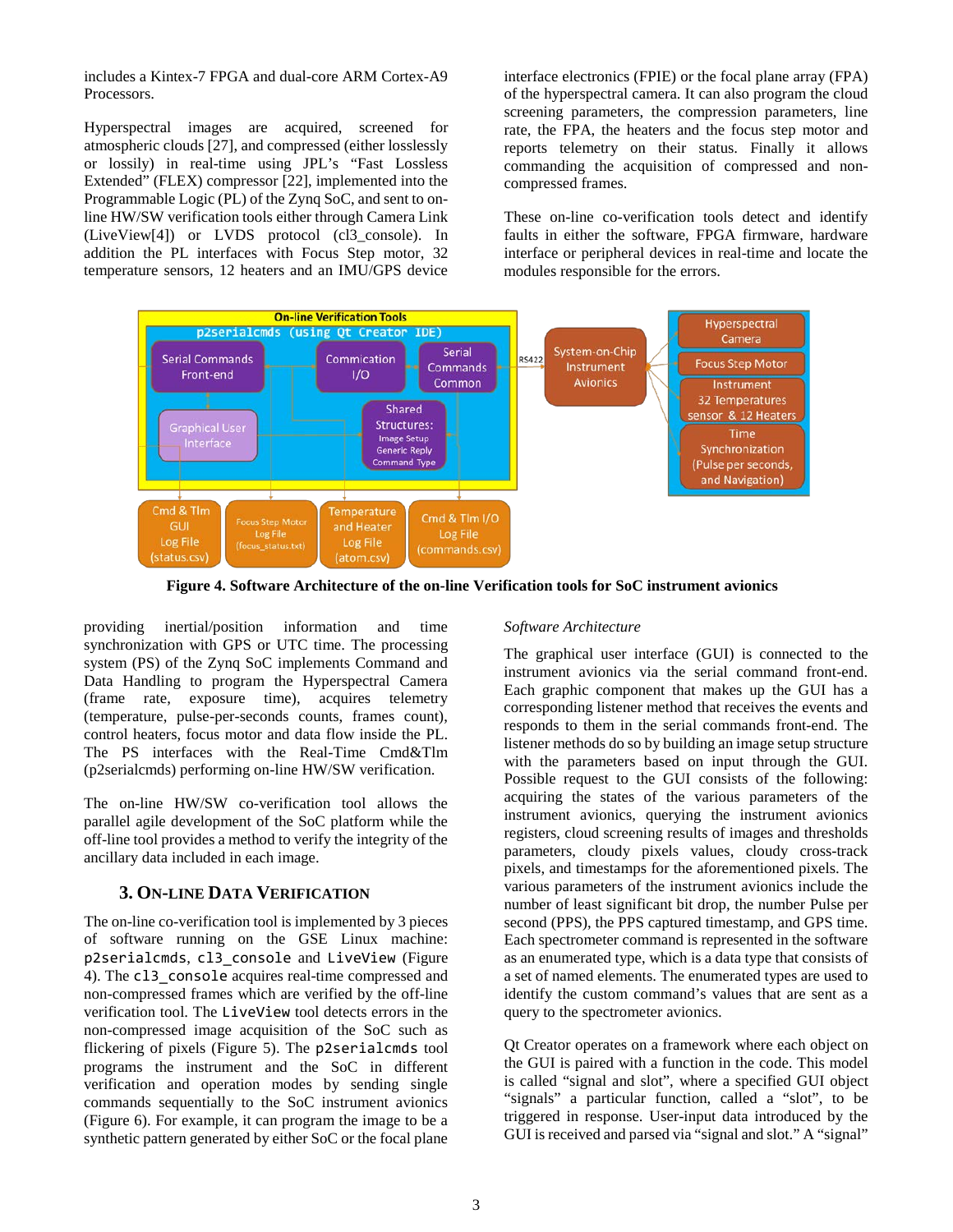includes a Kintex-7 FPGA and dual-core ARM Cortex-A9 Processors.

Hyperspectral images are acquired, screened for atmospheric clouds [27], and compressed (either losslessly or lossily) in real-time using JPL's "Fast Lossless Extended" (FLEX) compressor [22], implemented into the Programmable Logic (PL) of the Zynq SoC, and sent to on-line HW/SW verification tools either through Camera Link (LiveView[4]) or LVDS protocol (cl3_console). In addition the PL interfaces with Focus Step motor, 32 temperature sensors, 12 heaters and an IMU/GPS device interface electronics (FPIE) or the focal plane array (FPA) of the hyperspectral camera. It can also program the cloud screening parameters, the compression parameters, line rate, the FPA, the heaters and the focus step motor and reports telemetry on their status. Finally it allows commanding the acquisition of compressed and non-compressed frames.

These on-line co-verification tools detect and identify faults in either the software, FPGA firmware, hardware interface or peripheral devices in real-time and locate the modules responsible for the errors.

On-line Verification Tools
p2serialcmds (using Qt Creator IDE)
Serial Commands Front-end
Commication I/O
Serial Commands Common
Graphical User Interface
Shared Structures: Image Setup Generic Reply Command Type
RS422
System-on-Chip Instrument Avionics
Hyperspectral Camera
Focus Step Motor
Instrument 32 Temperatures sensor & 12 Heaters
Time Synchronization (Pulse per seconds, and Navigation)
Cmd & Tlm GUI Log File (status.csv)
Focus Step Motor Log File (focus_status.txt)
Temperature and Heater Log File (atom.csv)
Cmd & Tlm I/O Log File (commands.csv)

**Figure 4. Software Architecture of the on-line Verification tools for SoC instrument avionics**

providing inertial/position information and time synchronization with GPS or UTC time. The processing system (PS) of the Zynq SoC implements Command and Data Handling to program the Hyperspectral Camera (frame rate, exposure time), acquires telemetry (temperature, pulse-per-seconds counts, frames count), control heaters, focus motor and data flow inside the PL. The PS interfaces with the Real-Time Cmd&Tlm (p2serialcmds) performing on-line HW/SW verification.

The on-line HW/SW co-verification tool allows the parallel agile development of the SoC platform while the off-line tool provides a method to verify the integrity of the ancillary data included in each image.

## 3. On-line Data Verification

The on-line co-verification tool is implemented by 3 pieces of software running on the GSE Linux machine: `p2serialcmds`, `cl3_console` and `LiveView` (Figure 4). The `cl3_console` acquires real-time compressed and non-compressed frames which are verified by the off-line verification tool. The `LiveView` tool detects errors in the non-compressed image acquisition of the SoC such as flickering of pixels (Figure 5). The `p2serialcmds` tool programs the instrument and the SoC in different verification and operation modes by sending single commands sequentially to the SoC instrument avionics (Figure 6). For example, it can program the image to be a synthetic pattern generated by either SoC or the focal plane

*Software Architecture*

The graphical user interface (GUI) is connected to the instrument avionics via the serial command front-end. Each graphic component that makes up the GUI has a corresponding listener method that receives the events and responds to them in the serial commands front-end. The listener methods do so by building an image setup structure with the parameters based on input through the GUI. Possible request to the GUI consists of the following: acquiring the states of the various parameters of the instrument avionics, querying the instrument avionics registers, cloud screening results of images and thresholds parameters, cloudy pixels values, cloudy cross-track pixels, and timestamps for the aforementioned pixels. The various parameters of the instrument avionics include the number of least significant bit drop, the number Pulse per second (PPS), the PPS captured timestamp, and GPS time. Each spectrometer command is represented in the software as an enumerated type, which is a data type that consists of a set of named elements. The enumerated types are used to identify the custom command's values that are sent as a query to the spectrometer avionics.

Qt Creator operates on a framework where each object on the GUI is paired with a function in the code. This model is called "signal and slot", where a specified GUI object "signals" a particular function, called a "slot", to be triggered in response. User-input data introduced by the GUI is received and parsed via "signal and slot." A "signal"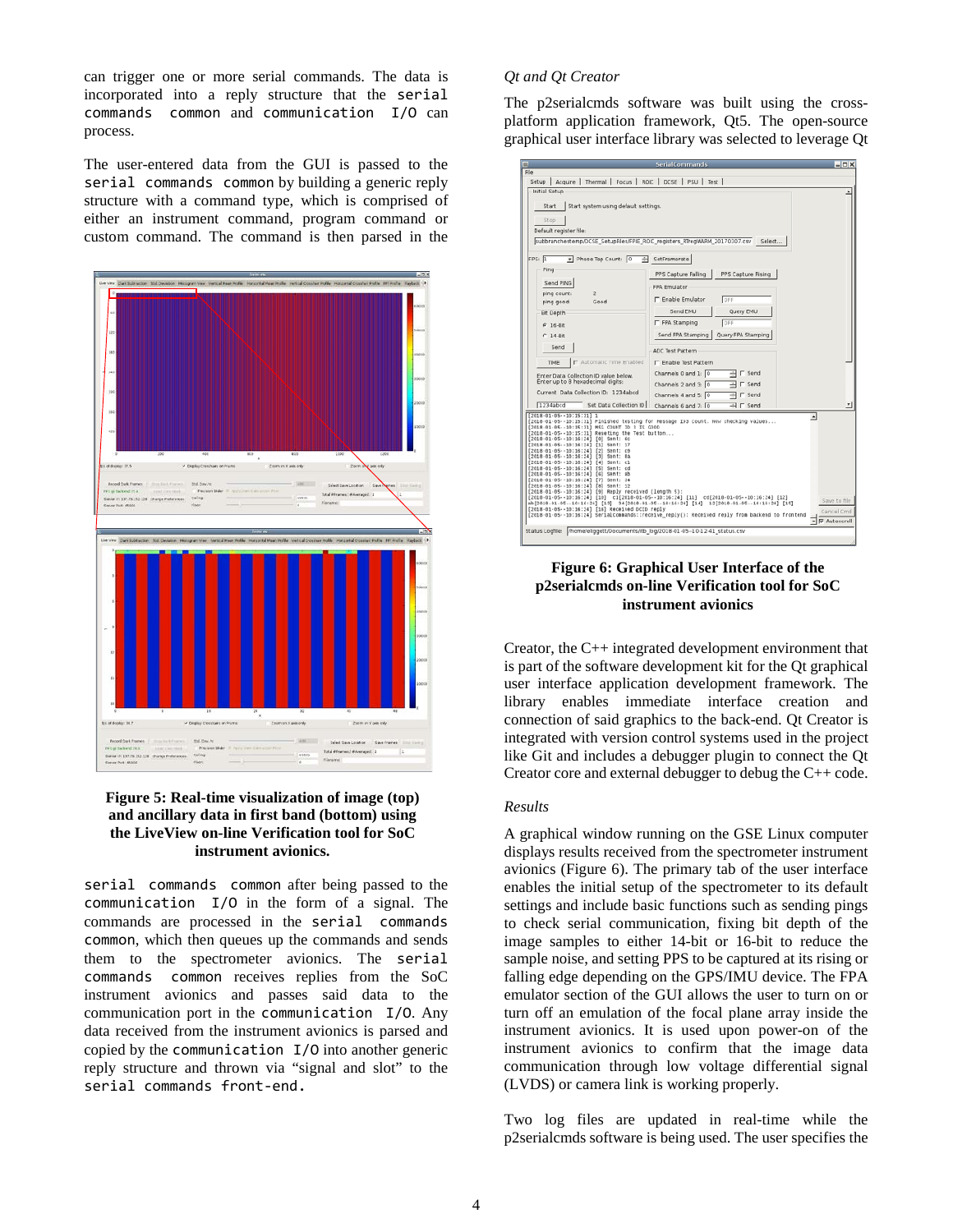can trigger one or more serial commands. The data is incorporated into a reply structure that the `serial commands common` and `communication I/O` can process.

The user-entered data from the GUI is passed to the `serial commands common` by building a generic reply structure with a command type, which is comprised of either an instrument command, program command or custom command. The command is then parsed in the

**Figure 5: Real-time visualization of image (top) and ancillary data in first band (bottom) using the LiveView on-line Verification tool for SoC instrument avionics.**

`serial commands common` after being passed to the `communication I/O` in the form of a signal. The commands are processed in the `serial commands common`, which then queues up the commands and sends them to the spectrometer avionics. The `serial commands common` receives replies from the SoC instrument avionics and passes said data to the communication port in the `communication I/O`. Any data received from the instrument avionics is parsed and copied by the `communication I/O` into another generic reply structure and thrown via "signal and slot" to the `serial commands front-end.`

*Qt and Qt Creator*

The p2serialcmds software was built using the cross-platform application framework, Qt5. The open-source graphical user interface library was selected to leverage Qt

**Figure 6: Graphical User Interface of the p2serialcmds on-line Verification tool for SoC instrument avionics**

Creator, the C++ integrated development environment that is part of the software development kit for the Qt graphical user interface application development framework. The library enables immediate interface creation and connection of said graphics to the back-end. Qt Creator is integrated with version control systems used in the project like Git and includes a debugger plugin to connect the Qt Creator core and external debugger to debug the C++ code.

*Results*

A graphical window running on the GSE Linux computer displays results received from the spectrometer instrument avionics (Figure 6). The primary tab of the user interface enables the initial setup of the spectrometer to its default settings and include basic functions such as sending pings to check serial communication, fixing bit depth of the image samples to either 14-bit or 16-bit to reduce the sample noise, and setting PPS to be captured at its rising or falling edge depending on the GPS/IMU device. The FPA emulator section of the GUI allows the user to turn on or turn off an emulation of the focal plane array inside the instrument avionics. It is used upon power-on of the instrument avionics to confirm that the image data communication through low voltage differential signal (LVDS) or camera link is working properly.

Two log files are updated in real-time while the p2serialcmds software is being used. The user specifies the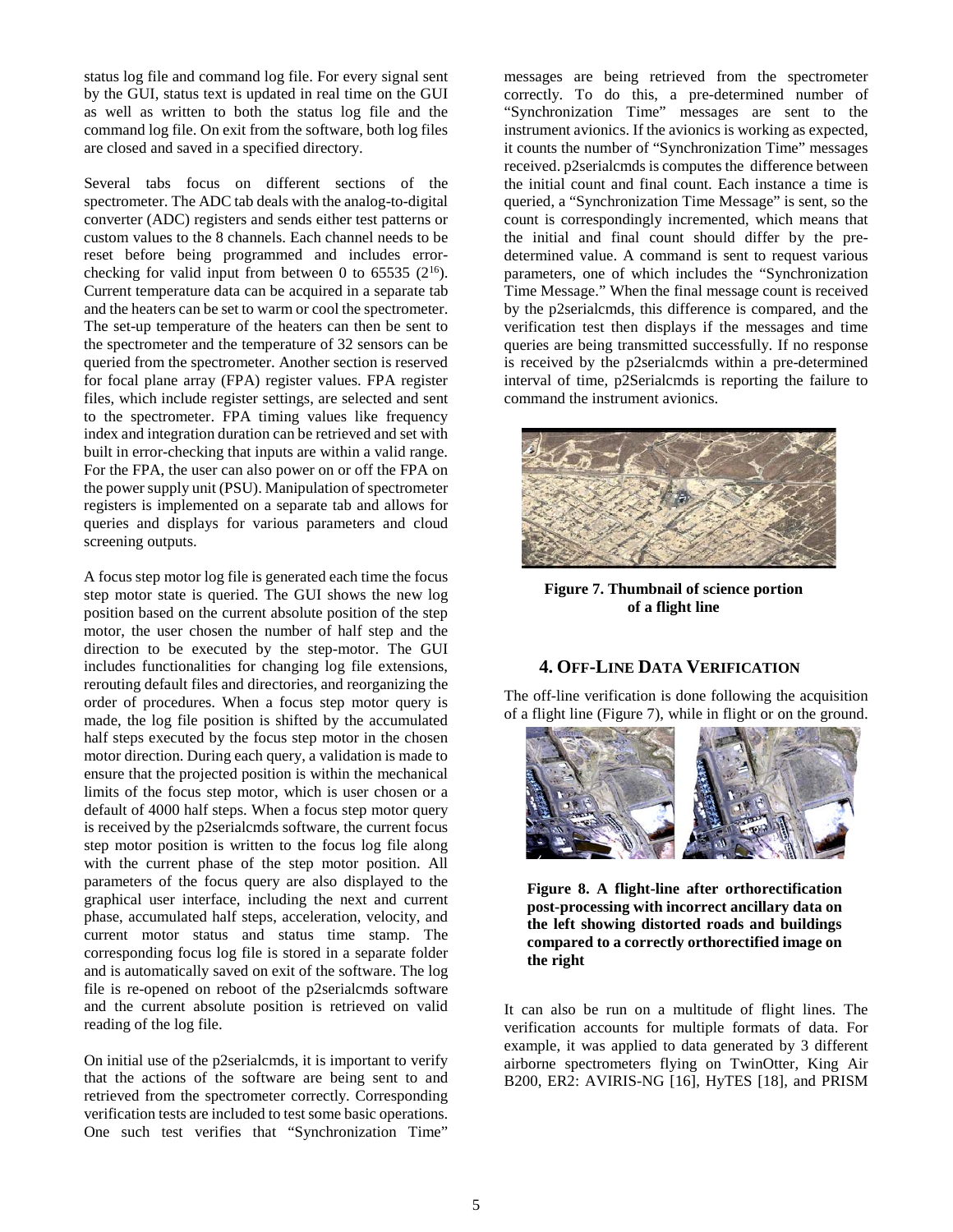status log file and command log file. For every signal sent by the GUI, status text is updated in real time on the GUI as well as written to both the status log file and the command log file. On exit from the software, both log files are closed and saved in a specified directory.

Several tabs focus on different sections of the spectrometer. The ADC tab deals with the analog-to-digital converter (ADC) registers and sends either test patterns or custom values to the 8 channels. Each channel needs to be reset before being programmed and includes error-checking for valid input from between 0 to 65535 ($2^{16}$). Current temperature data can be acquired in a separate tab and the heaters can be set to warm or cool the spectrometer. The set-up temperature of the heaters can then be sent to the spectrometer and the temperature of 32 sensors can be queried from the spectrometer. Another section is reserved for focal plane array (FPA) register values. FPA register files, which include register settings, are selected and sent to the spectrometer. FPA timing values like frequency index and integration duration can be retrieved and set with built in error-checking that inputs are within a valid range. For the FPA, the user can also power on or off the FPA on the power supply unit (PSU). Manipulation of spectrometer registers is implemented on a separate tab and allows for queries and displays for various parameters and cloud screening outputs.

A focus step motor log file is generated each time the focus step motor state is queried. The GUI shows the new log position based on the current absolute position of the step motor, the user chosen the number of half step and the direction to be executed by the step-motor. The GUI includes functionalities for changing log file extensions, rerouting default files and directories, and reorganizing the order of procedures. When a focus step motor query is made, the log file position is shifted by the accumulated half steps executed by the focus step motor in the chosen motor direction. During each query, a validation is made to ensure that the projected position is within the mechanical limits of the focus step motor, which is user chosen or a default of 4000 half steps. When a focus step motor query is received by the p2serialcmds software, the current focus step motor position is written to the focus log file along with the current phase of the step motor position. All parameters of the focus query are also displayed to the graphical user interface, including the next and current phase, accumulated half steps, acceleration, velocity, and current motor status and status time stamp. The corresponding focus log file is stored in a separate folder and is automatically saved on exit of the software. The log file is re-opened on reboot of the p2serialcmds software and the current absolute position is retrieved on valid reading of the log file.

On initial use of the p2serialcmds, it is important to verify that the actions of the software are being sent to and retrieved from the spectrometer correctly. Corresponding verification tests are included to test some basic operations. One such test verifies that "Synchronization Time" messages are being retrieved from the spectrometer correctly. To do this, a pre-determined number of "Synchronization Time" messages are sent to the instrument avionics. If the avionics is working as expected, it counts the number of "Synchronization Time" messages received. p2serialcmds is computes the difference between the initial count and final count. Each instance a time is queried, a "Synchronization Time Message" is sent, so the count is correspondingly incremented, which means that the initial and final count should differ by the pre-determined value. A command is sent to request various parameters, one of which includes the "Synchronization Time Message." When the final message count is received by the p2serialcmds, this difference is compared, and the verification test then displays if the messages and time queries are being transmitted successfully. If no response is received by the p2serialcmds within a pre-determined interval of time, p2Serialcmds is reporting the failure to command the instrument avionics.

**Figure 7. Thumbnail of science portion of a flight line**

## 4. Off-Line Data Verification

The off-line verification is done following the acquisition of a flight line (Figure 7), while in flight or on the ground.

**Figure 8. A flight-line after orthorectification post-processing with incorrect ancillary data on the left showing distorted roads and buildings compared to a correctly orthorectified image on the right**

It can also be run on a multitude of flight lines. The verification accounts for multiple formats of data. For example, it was applied to data generated by 3 different airborne spectrometers flying on TwinOtter, King Air B200, ER2: AVIRIS-NG [16], HyTES [18], and PRISM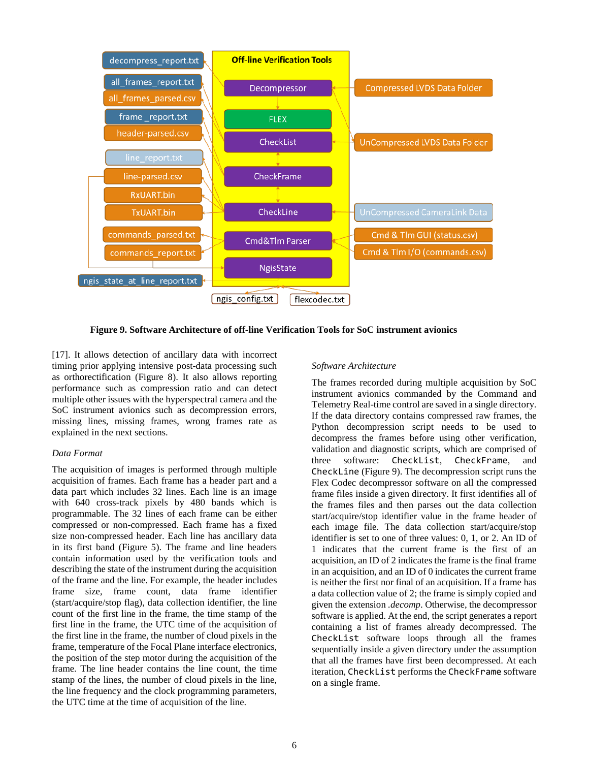Figure 9. Software Architecture of off-line Verification Tools for SoC instrument avionics

[17]. It allows detection of ancillary data with incorrect timing prior applying intensive post-data processing such as orthorectification (Figure 8). It also allows reporting performance such as compression ratio and can detect multiple other issues with the hyperspectral camera and the SoC instrument avionics such as decompression errors, missing lines, missing frames, wrong frames rate as explained in the next sections.

### *Data Format*

The acquisition of images is performed through multiple acquisition of frames. Each frame has a header part and a data part which includes 32 lines. Each line is an image with 640 cross-track pixels by 480 bands which is programmable. The 32 lines of each frame can be either compressed or non-compressed. Each frame has a fixed size non-compressed header. Each line has ancillary data in its first band (Figure 5). The frame and line headers contain information used by the verification tools and describing the state of the instrument during the acquisition of the frame and the line. For example, the header includes frame size, frame count, data frame identifier (start/acquire/stop flag), data collection identifier, the line count of the first line in the frame, the time stamp of the first line in the frame, the UTC time of the acquisition of the first line in the frame, the number of cloud pixels in the frame, temperature of the Focal Plane interface electronics, the position of the step motor during the acquisition of the frame. The line header contains the line count, the time stamp of the lines, the number of cloud pixels in the line, the line frequency and the clock programming parameters, the UTC time at the time of acquisition of the line.

### *Software Architecture*

The frames recorded during multiple acquisition by SoC instrument avionics commanded by the Command and Telemetry Real-time control are saved in a single directory. If the data directory contains compressed raw frames, the Python decompression script needs to be used to decompress the frames before using other verification, validation and diagnostic scripts, which are comprised of three software: `CheckList`, `CheckFrame`, and `CheckLine` (Figure 9). The decompression script runs the Flex Codec decompressor software on all the compressed frame files inside a given directory. It first identifies all of the frames files and then parses out the data collection start/acquire/stop identifier value in the frame header of each image file. The data collection start/acquire/stop identifier is set to one of three values: 0, 1, or 2. An ID of 1 indicates that the current frame is the first of an acquisition, an ID of 2 indicates the frame is the final frame in an acquisition, and an ID of 0 indicates the current frame is neither the first nor final of an acquisition. If a frame has a data collection value of 2; the frame is simply copied and given the extension *.decomp*. Otherwise, the decompressor software is applied. At the end, the script generates a report containing a list of frames already decompressed. The `CheckList` software loops through all the frames sequentially inside a given directory under the assumption that all the frames have first been decompressed. At each iteration, `CheckList` performs the `CheckFrame` software on a single frame.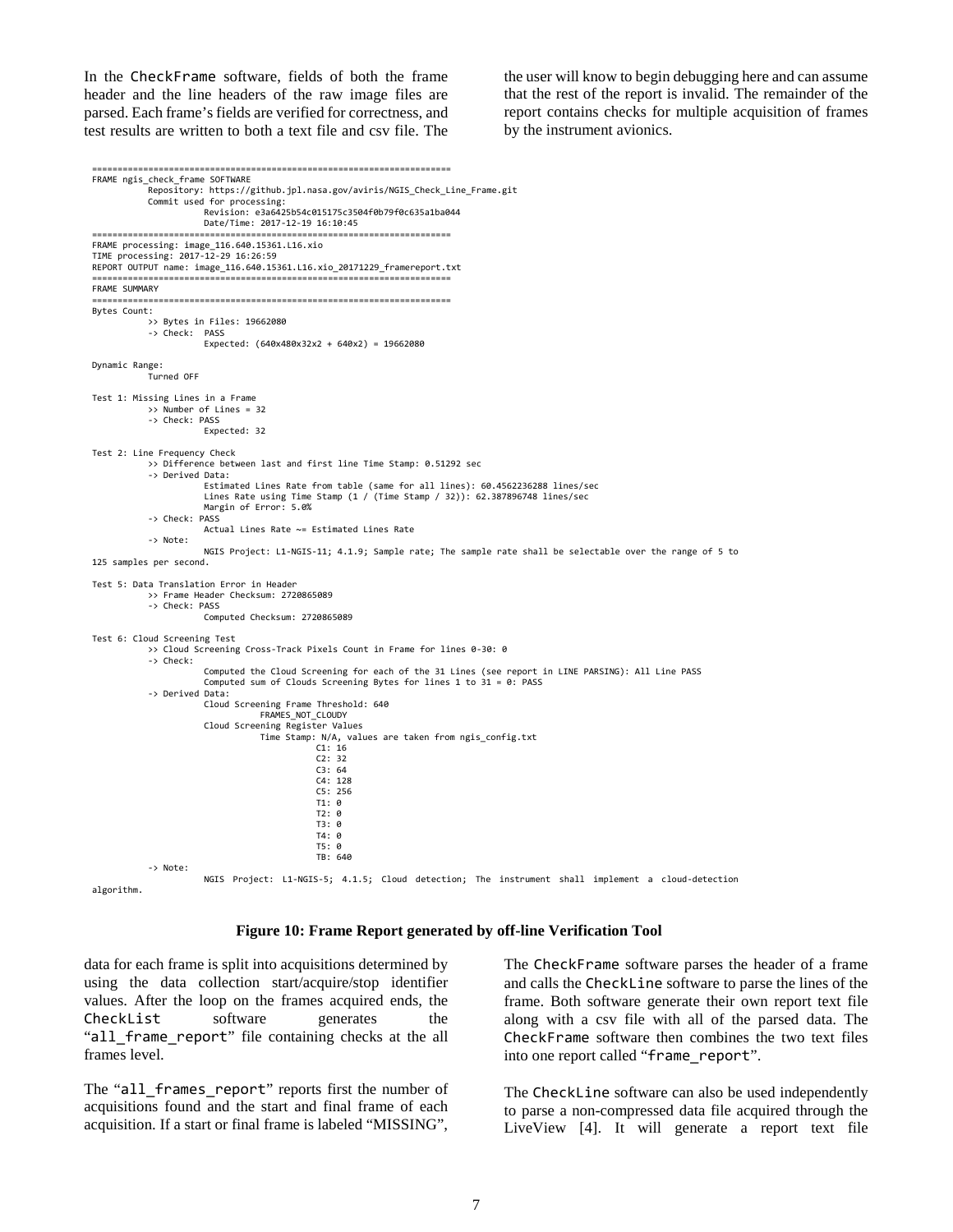In the `CheckFrame` software, fields of both the frame header and the line headers of the raw image files are parsed. Each frame's fields are verified for correctness, and test results are written to both a text file and csv file. The the user will know to begin debugging here and can assume that the rest of the report is invalid. The remainder of the report contains checks for multiple acquisition of frames by the instrument avionics.

```
======================================================================
FRAME ngis_check_frame SOFTWARE
          Repository: https://github.jpl.nasa.gov/aviris/NGIS_Check_Line_Frame.git
          Commit used for processing:
                    Revision: e3a6425b54c015175c3504f0b79f0c635a1ba044
                    Date/Time: 2017-12-19 16:10:45
======================================================================
FRAME processing: image_116.640.15361.L16.xio
TIME processing: 2017-12-29 16:26:59
REPORT OUTPUT name: image_116.640.15361.L16.xio_20171229_framereport.txt
======================================================================
FRAME SUMMARY
======================================================================
Bytes Count:
          >> Bytes in Files: 19662080
          -> Check:  PASS
                    Expected: (640x480x32x2 + 640x2) = 19662080

Dynamic Range:
          Turned OFF

Test 1: Missing Lines in a Frame
          >> Number of Lines = 32
          -> Check: PASS
                    Expected: 32

Test 2: Line Frequency Check
          >> Difference between last and first line Time Stamp: 0.51292 sec
          -> Derived Data:
                    Estimated Lines Rate from table (same for all lines): 60.4562236288 lines/sec
                    Lines Rate using Time Stamp (1 / (Time Stamp / 32)): 62.387896748 lines/sec
                    Margin of Error: 5.0%
          -> Check: PASS
                    Actual Lines Rate ~= Estimated Lines Rate
          -> Note:
                    NGIS Project: L1-NGIS-11; 4.1.9; Sample rate; The sample rate shall be selectable over the range of 5 to
125 samples per second.

Test 5: Data Translation Error in Header
          >> Frame Header Checksum: 2720865089
          -> Check: PASS
                    Computed Checksum: 2720865089

Test 6: Cloud Screening Test
          >> Cloud Screening Cross-Track Pixels Count in Frame for lines 0-30: 0
          -> Check:
                    Computed the Cloud Screening for each of the 31 Lines (see report in LINE PARSING): All Line PASS
                    Computed sum of Clouds Screening Bytes for lines 1 to 31 = 0: PASS
          -> Derived Data:
                    Cloud Screening Frame Threshold: 640
                              FRAMES_NOT_CLOUDY
                    Cloud Screening Register Values
                              Time Stamp: N/A, values are taken from ngis_config.txt
                                        C1: 16
                                        C2: 32
                                        C3: 64
                                        C4: 128
                                        C5: 256
                                        T1: 0
                                        T2: 0
                                        T3: 0
                                        T4: 0
                                        T5: 0
                                        TB: 640
          -> Note:
                    NGIS Project: L1-NGIS-5; 4.1.5; Cloud detection; The instrument shall implement a cloud-detection
algorithm.
```

**Figure 10: Frame Report generated by off-line Verification Tool**

data for each frame is split into acquisitions determined by using the data collection start/acquire/stop identifier values. After the loop on the frames acquired ends, the `CheckList` software generates the "`all_frame_report`" file containing checks at the all frames level.

The "`all_frames_report`" reports first the number of acquisitions found and the start and final frame of each acquisition. If a start or final frame is labeled "MISSING",

The `CheckFrame` software parses the header of a frame and calls the `CheckLine` software to parse the lines of the frame. Both software generate their own report text file along with a csv file with all of the parsed data. The `CheckFrame` software then combines the two text files into one report called "`frame_report`".

The `CheckLine` software can also be used independently to parse a non-compressed data file acquired through the LiveView [4]. It will generate a report text file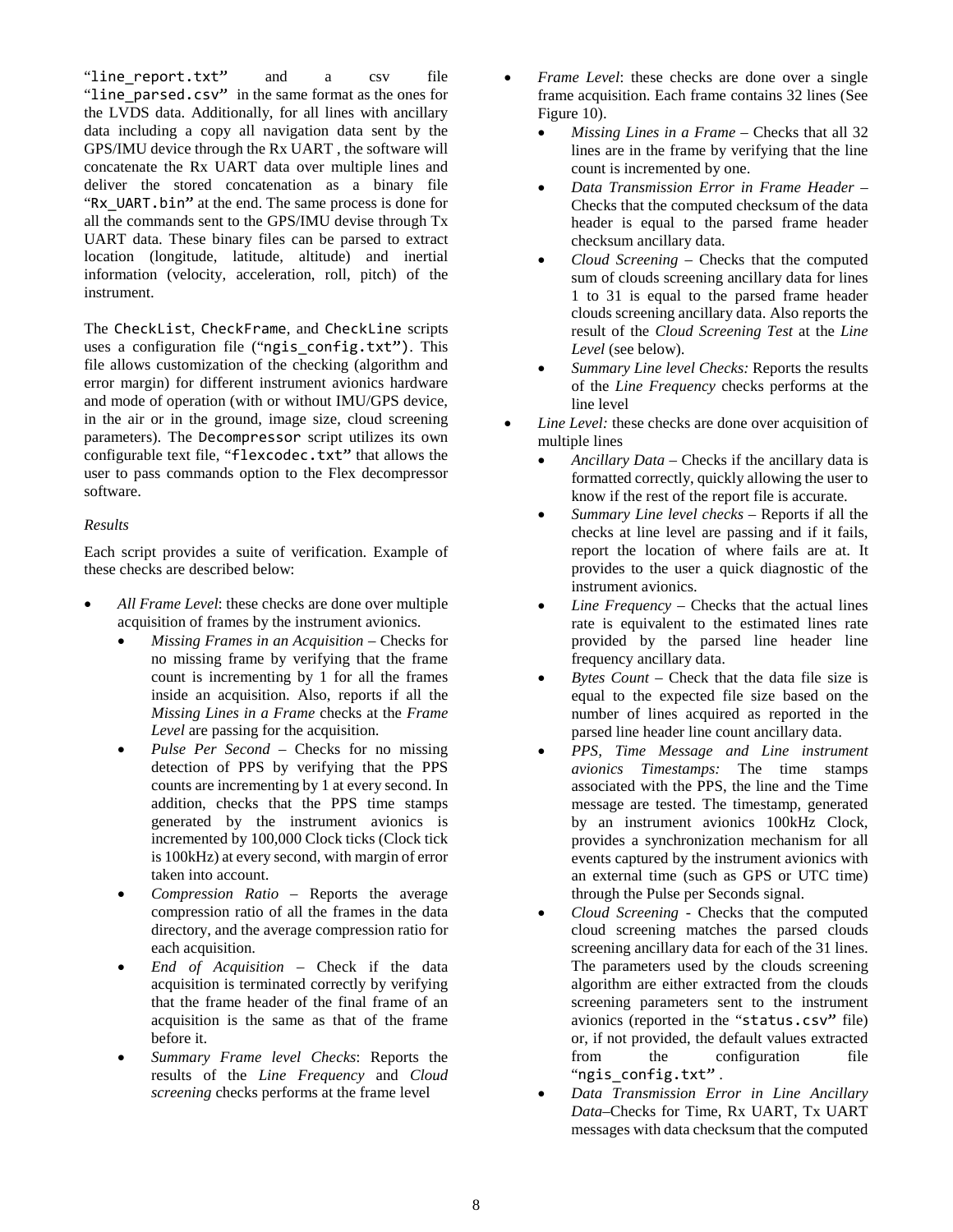"`line_report.txt`" and a csv file "`line_parsed.csv`" in the same format as the ones for the LVDS data. Additionally, for all lines with ancillary data including a copy all navigation data sent by the GPS/IMU device through the Rx UART , the software will concatenate the Rx UART data over multiple lines and deliver the stored concatenation as a binary file "`Rx_UART.bin`" at the end. The same process is done for all the commands sent to the GPS/IMU devise through Tx UART data. These binary files can be parsed to extract location (longitude, latitude, altitude) and inertial information (velocity, acceleration, roll, pitch) of the instrument.

The `CheckList`, `CheckFrame`, and `CheckLine` scripts uses a configuration file ("`ngis_config.txt`"). This file allows customization of the checking (algorithm and error margin) for different instrument avionics hardware and mode of operation (with or without IMU/GPS device, in the air or in the ground, image size, cloud screening parameters). The `Decompressor` script utilizes its own configurable text file, "`flexcodec.txt`" that allows the user to pass commands option to the Flex decompressor software.

*Results*

Each script provides a suite of verification. Example of these checks are described below:

- *All Frame Level*: these checks are done over multiple acquisition of frames by the instrument avionics.
  - *Missing Frames in an Acquisition* – Checks for no missing frame by verifying that the frame count is incrementing by 1 for all the frames inside an acquisition. Also, reports if all the *Missing Lines in a Frame* checks at the *Frame Level* are passing for the acquisition.
  - *Pulse Per Second* – Checks for no missing detection of PPS by verifying that the PPS counts are incrementing by 1 at every second. In addition, checks that the PPS time stamps generated by the instrument avionics is incremented by 100,000 Clock ticks (Clock tick is 100kHz) at every second, with margin of error taken into account.
  - *Compression Ratio* – Reports the average compression ratio of all the frames in the data directory, and the average compression ratio for each acquisition.
  - *End of Acquisition* – Check if the data acquisition is terminated correctly by verifying that the frame header of the final frame of an acquisition is the same as that of the frame before it.
  - *Summary Frame level Checks*: Reports the results of the *Line Frequency* and *Cloud screening* checks performs at the frame level
- *Frame Level*: these checks are done over a single frame acquisition. Each frame contains 32 lines (See Figure 10).
  - *Missing Lines in a Frame* – Checks that all 32 lines are in the frame by verifying that the line count is incremented by one.
  - *Data Transmission Error in Frame Header* – Checks that the computed checksum of the data header is equal to the parsed frame header checksum ancillary data.
  - *Cloud Screening* – Checks that the computed sum of clouds screening ancillary data for lines 1 to 31 is equal to the parsed frame header clouds screening ancillary data. Also reports the result of the *Cloud Screening Test* at the *Line Level* (see below).
  - *Summary Line level Checks:* Reports the results of the *Line Frequency* checks performs at the line level
- *Line Level:* these checks are done over acquisition of multiple lines
  - *Ancillary Data* – Checks if the ancillary data is formatted correctly, quickly allowing the user to know if the rest of the report file is accurate.
  - *Summary Line level checks* – Reports if all the checks at line level are passing and if it fails, report the location of where fails are at. It provides to the user a quick diagnostic of the instrument avionics.
  - *Line Frequency* – Checks that the actual lines rate is equivalent to the estimated lines rate provided by the parsed line header line frequency ancillary data.
  - *Bytes Count* – Check that the data file size is equal to the expected file size based on the number of lines acquired as reported in the parsed line header line count ancillary data.
  - *PPS, Time Message and Line instrument avionics Timestamps:* The time stamps associated with the PPS, the line and the Time message are tested. The timestamp, generated by an instrument avionics 100kHz Clock, provides a synchronization mechanism for all events captured by the instrument avionics with an external time (such as GPS or UTC time) through the Pulse per Seconds signal.
  - *Cloud Screening* - Checks that the computed cloud screening matches the parsed clouds screening ancillary data for each of the 31 lines. The parameters used by the clouds screening algorithm are either extracted from the clouds screening parameters sent to the instrument avionics (reported in the "`status.csv`" file) or, if not provided, the default values extracted from the configuration file "`ngis_config.txt`".
  - *Data Transmission Error in Line Ancillary Data*–Checks for Time, Rx UART, Tx UART messages with data checksum that the computed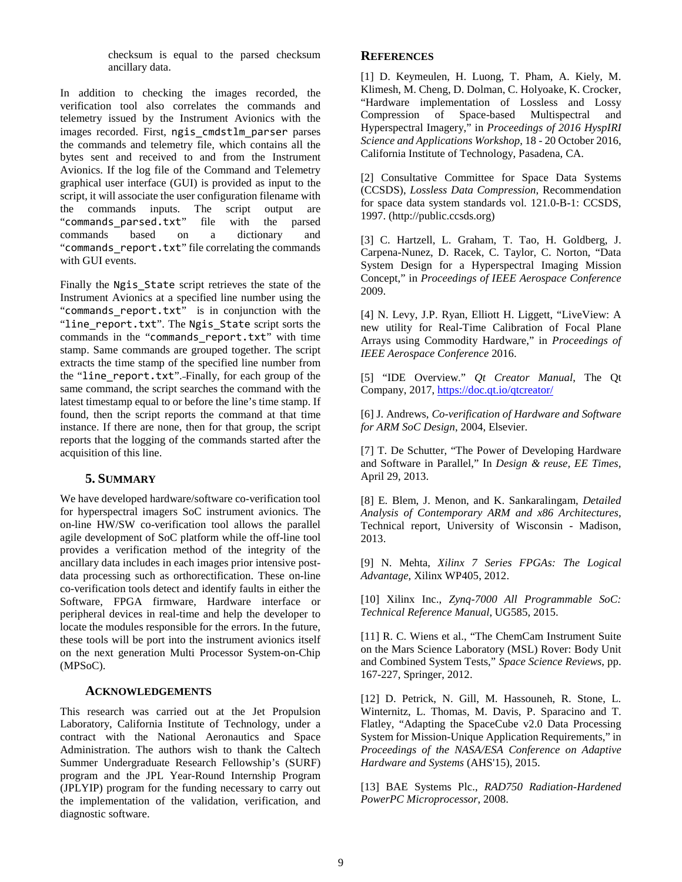checksum is equal to the parsed checksum ancillary data.

In addition to checking the images recorded, the verification tool also correlates the commands and telemetry issued by the Instrument Avionics with the images recorded. First, `ngis_cmdstlm_parser` parses the commands and telemetry file, which contains all the bytes sent and received to and from the Instrument Avionics. If the log file of the Command and Telemetry graphical user interface (GUI) is provided as input to the script, it will associate the user configuration filename with the commands inputs. The script output are "`commands_parsed.txt`" file with the parsed commands based on a dictionary and "`commands_report.txt`" file correlating the commands with GUI events.

Finally the `Ngis_State` script retrieves the state of the Instrument Avionics at a specified line number using the "`commands_report.txt`" is in conjunction with the "`line_report.txt`". The `Ngis_State` script sorts the commands in the "`commands_report.txt`" with time stamp. Same commands are grouped together. The script extracts the time stamp of the specified line number from the "`line_report.txt`". Finally, for each group of the same command, the script searches the command with the latest timestamp equal to or before the line's time stamp. If found, then the script reports the command at that time instance. If there are none, then for that group, the script reports that the logging of the commands started after the acquisition of this line.

## 5. SUMMARY

We have developed hardware/software co-verification tool for hyperspectral imagers SoC instrument avionics. The on-line HW/SW co-verification tool allows the parallel agile development of SoC platform while the off-line tool provides a verification method of the integrity of the ancillary data includes in each images prior intensive post-data processing such as orthorectification. These on-line co-verification tools detect and identify faults in either the Software, FPGA firmware, Hardware interface or peripheral devices in real-time and help the developer to locate the modules responsible for the errors. In the future, these tools will be port into the instrument avionics itself on the next generation Multi Processor System-on-Chip (MPSoC).

## ACKNOWLEDGEMENTS

This research was carried out at the Jet Propulsion Laboratory, California Institute of Technology, under a contract with the National Aeronautics and Space Administration. The authors wish to thank the Caltech Summer Undergraduate Research Fellowship's (SURF) program and the JPL Year-Round Internship Program (JPLYIP) program for the funding necessary to carry out the implementation of the validation, verification, and diagnostic software.

## REFERENCES

[1] D. Keymeulen, H. Luong, T. Pham, A. Kiely, M. Klimesh, M. Cheng, D. Dolman, C. Holyoake, K. Crocker, "Hardware implementation of Lossless and Lossy Compression of Space-based Multispectral and Hyperspectral Imagery," in *Proceedings of 2016 HyspIRI Science and Applications Workshop*, 18 - 20 October 2016, California Institute of Technology, Pasadena, CA.

[2] Consultative Committee for Space Data Systems (CCSDS), *Lossless Data Compression*, Recommendation for space data system standards vol. 121.0-B-1: CCSDS, 1997. (http://public.ccsds.org)

[3] C. Hartzell, L. Graham, T. Tao, H. Goldberg, J. Carpena-Nunez, D. Racek, C. Taylor, C. Norton, "Data System Design for a Hyperspectral Imaging Mission Concept," in *Proceedings of IEEE Aerospace Conference* 2009.

[4] N. Levy, J.P. Ryan, Elliott H. Liggett, "LiveView: A new utility for Real-Time Calibration of Focal Plane Arrays using Commodity Hardware," in *Proceedings of IEEE Aerospace Conference* 2016.

[5] "IDE Overview." *Qt Creator Manual*, The Qt Company, 2017, https://doc.qt.io/qtcreator/

[6] J. Andrews, *Co-verification of Hardware and Software for ARM SoC Design*, 2004, Elsevier.

[7] T. De Schutter, "The Power of Developing Hardware and Software in Parallel," In *Design & reuse, EE Times*, April 29, 2013.

[8] E. Blem, J. Menon, and K. Sankaralingam, *Detailed Analysis of Contemporary ARM and x86 Architectures*, Technical report, University of Wisconsin - Madison, 2013.

[9] N. Mehta, *Xilinx 7 Series FPGAs: The Logical Advantage*, Xilinx WP405, 2012.

[10] Xilinx Inc., *Zynq-7000 All Programmable SoC: Technical Reference Manual*, UG585, 2015.

[11] R. C. Wiens et al., "The ChemCam Instrument Suite on the Mars Science Laboratory (MSL) Rover: Body Unit and Combined System Tests," *Space Science Reviews*, pp. 167-227, Springer, 2012.

[12] D. Petrick, N. Gill, M. Hassouneh, R. Stone, L. Winternitz, L. Thomas, M. Davis, P. Sparacino and T. Flatley, "Adapting the SpaceCube v2.0 Data Processing System for Mission-Unique Application Requirements," in *Proceedings of the NASA/ESA Conference on Adaptive Hardware and Systems* (AHS'15), 2015.

[13] BAE Systems Plc., *RAD750 Radiation-Hardened PowerPC Microprocessor*, 2008.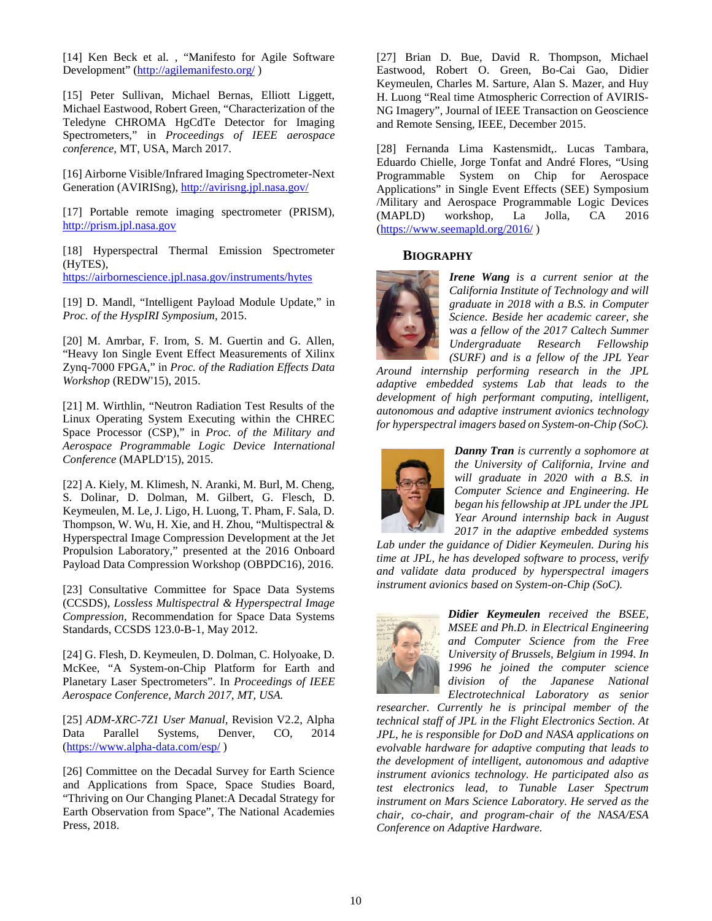[14] Ken Beck et al. , "Manifesto for Agile Software Development" (http://agilemanifesto.org/ )

[15] Peter Sullivan, Michael Bernas, Elliott Liggett, Michael Eastwood, Robert Green, "Characterization of the Teledyne CHROMA HgCdTe Detector for Imaging Spectrometers," in *Proceedings of IEEE aerospace conference*, MT, USA, March 2017.

[16] Airborne Visible/Infrared Imaging Spectrometer-Next Generation (AVIRISng), http://avirisng.jpl.nasa.gov/

[17] Portable remote imaging spectrometer (PRISM), http://prism.jpl.nasa.gov

[18] Hyperspectral Thermal Emission Spectrometer (HyTES), https://airbornescience.jpl.nasa.gov/instruments/hytes

[19] D. Mandl, "Intelligent Payload Module Update," in *Proc. of the HyspIRI Symposium*, 2015.

[20] M. Amrbar, F. Irom, S. M. Guertin and G. Allen, "Heavy Ion Single Event Effect Measurements of Xilinx Zynq-7000 FPGA," in *Proc. of the Radiation Effects Data Workshop* (REDW'15), 2015.

[21] M. Wirthlin, "Neutron Radiation Test Results of the Linux Operating System Executing within the CHREC Space Processor (CSP)," in *Proc. of the Military and Aerospace Programmable Logic Device International Conference* (MAPLD'15), 2015.

[22] A. Kiely, M. Klimesh, N. Aranki, M. Burl, M. Cheng, S. Dolinar, D. Dolman, M. Gilbert, G. Flesch, D. Keymeulen, M. Le, J. Ligo, H. Luong, T. Pham, F. Sala, D. Thompson, W. Wu, H. Xie, and H. Zhou, "Multispectral & Hyperspectral Image Compression Development at the Jet Propulsion Laboratory," presented at the 2016 Onboard Payload Data Compression Workshop (OBPDC16), 2016.

[23] Consultative Committee for Space Data Systems (CCSDS), *Lossless Multispectral & Hyperspectral Image Compression*, Recommendation for Space Data Systems Standards, CCSDS 123.0-B-1, May 2012.

[24] G. Flesh, D. Keymeulen, D. Dolman, C. Holyoake, D. McKee, "A System-on-Chip Platform for Earth and Planetary Laser Spectrometers". In *Proceedings of IEEE Aerospace Conference, March 2017, MT, USA.*

[25] *ADM-XRC-7Z1 User Manual*, Revision V2.2, Alpha Data Parallel Systems, Denver, CO, 2014 (https://www.alpha-data.com/esp/ )

[26] Committee on the Decadal Survey for Earth Science and Applications from Space, Space Studies Board, "Thriving on Our Changing Planet:A Decadal Strategy for Earth Observation from Space", The National Academies Press, 2018.

[27] Brian D. Bue, David R. Thompson, Michael Eastwood, Robert O. Green, Bo-Cai Gao, Didier Keymeulen, Charles M. Sarture, Alan S. Mazer, and Huy H. Luong "Real time Atmospheric Correction of AVIRIS-NG Imagery", Journal of IEEE Transaction on Geoscience and Remote Sensing, IEEE, December 2015.

[28] Fernanda Lima Kastensmidt,. Lucas Tambara, Eduardo Chielle, Jorge Tonfat and André Flores, "Using Programmable System on Chip for Aerospace Applications" in Single Event Effects (SEE) Symposium /Military and Aerospace Programmable Logic Devices (MAPLD) workshop, La Jolla, CA 2016 (https://www.seemapld.org/2016/ )

## BIOGRAPHY

***Irene Wang*** *is a current senior at the California Institute of Technology and will graduate in 2018 with a B.S. in Computer Science. Beside her academic career, she was a fellow of the 2017 Caltech Summer Undergraduate Research Fellowship (SURF) and is a fellow of the JPL Year Around internship performing research in the JPL adaptive embedded systems Lab that leads to the development of high performant computing, intelligent, autonomous and adaptive instrument avionics technology for hyperspectral imagers based on System-on-Chip (SoC).*

***Danny Tran*** *is currently a sophomore at the University of California, Irvine and will graduate in 2020 with a B.S. in Computer Science and Engineering. He began his fellowship at JPL under the JPL Year Around internship back in August 2017 in the adaptive embedded systems Lab under the guidance of Didier Keymeulen. During his time at JPL, he has developed software to process, verify and validate data produced by hyperspectral imagers instrument avionics based on System-on-Chip (SoC).*

***Didier Keymeulen*** *received the BSEE, MSEE and Ph.D. in Electrical Engineering and Computer Science from the Free University of Brussels, Belgium in 1994. In 1996 he joined the computer science division of the Japanese National Electrotechnical Laboratory as senior researcher. Currently he is principal member of the technical staff of JPL in the Flight Electronics Section. At JPL, he is responsible for DoD and NASA applications on evolvable hardware for adaptive computing that leads to the development of intelligent, autonomous and adaptive instrument avionics technology. He participated also as test electronics lead, to Tunable Laser Spectrum instrument on Mars Science Laboratory. He served as the chair, co-chair, and program-chair of the NASA/ESA Conference on Adaptive Hardware.*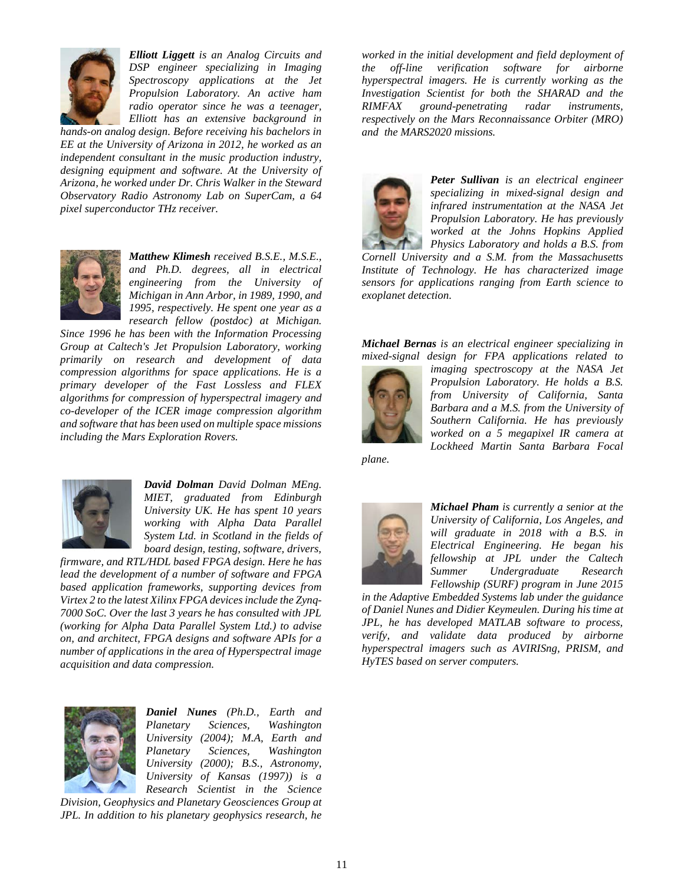***Elliott Liggett*** *is an Analog Circuits and DSP engineer specializing in Imaging Spectroscopy applications at the Jet Propulsion Laboratory. An active ham radio operator since he was a teenager, Elliott has an extensive background in hands-on analog design. Before receiving his bachelors in EE at the University of Arizona in 2012, he worked as an independent consultant in the music production industry, designing equipment and software. At the University of Arizona, he worked under Dr. Chris Walker in the Steward Observatory Radio Astronomy Lab on SuperCam, a 64 pixel superconductor THz receiver.*

***Matthew Klimesh*** *received B.S.E., M.S.E., and Ph.D. degrees, all in electrical engineering from the University of Michigan in Ann Arbor, in 1989, 1990, and 1995, respectively. He spent one year as a research fellow (postdoc) at Michigan. Since 1996 he has been with the Information Processing Group at Caltech's Jet Propulsion Laboratory, working primarily on research and development of data compression algorithms for space applications. He is a primary developer of the Fast Lossless and FLEX algorithms for compression of hyperspectral imagery and co-developer of the ICER image compression algorithm and software that has been used on multiple space missions including the Mars Exploration Rovers.*

***David Dolman*** *David Dolman MEng. MIET, graduated from Edinburgh University UK. He has spent 10 years working with Alpha Data Parallel System Ltd. in Scotland in the fields of board design, testing, software, drivers, firmware, and RTL/HDL based FPGA design. Here he has lead the development of a number of software and FPGA based application frameworks, supporting devices from Virtex 2 to the latest Xilinx FPGA devices include the Zynq-7000 SoC. Over the last 3 years he has consulted with JPL (working for Alpha Data Parallel System Ltd.) to advise on, and architect, FPGA designs and software APIs for a number of applications in the area of Hyperspectral image acquisition and data compression.*

***Daniel Nunes*** *(Ph.D., Earth and Planetary Sciences, Washington University (2004); M.A, Earth and Planetary Sciences, Washington University (2000); B.S., Astronomy, University of Kansas (1997)) is a Research Scientist in the Science Division, Geophysics and Planetary Geosciences Group at JPL. In addition to his planetary geophysics research, he worked in the initial development and field deployment of the off-line verification software for airborne hyperspectral imagers. He is currently working as the Investigation Scientist for both the SHARAD and the RIMFAX ground-penetrating radar instruments, respectively on the Mars Reconnaissance Orbiter (MRO) and the MARS2020 missions.*

***Peter Sullivan*** *is an electrical engineer specializing in mixed-signal design and infrared instrumentation at the NASA Jet Propulsion Laboratory. He has previously worked at the Johns Hopkins Applied Physics Laboratory and holds a B.S. from Cornell University and a S.M. from the Massachusetts Institute of Technology. He has characterized image sensors for applications ranging from Earth science to exoplanet detection.*

***Michael Bernas*** *is an electrical engineer specializing in mixed-signal design for FPA applications related to imaging spectroscopy at the NASA Jet Propulsion Laboratory. He holds a B.S. from University of California, Santa Barbara and a M.S. from the University of Southern California. He has previously worked on a 5 megapixel IR camera at Lockheed Martin Santa Barbara Focal plane.*

***Michael Pham*** *is currently a senior at the University of California, Los Angeles, and will graduate in 2018 with a B.S. in Electrical Engineering. He began his fellowship at JPL under the Caltech Summer Undergraduate Research Fellowship (SURF) program in June 2015 in the Adaptive Embedded Systems lab under the guidance of Daniel Nunes and Didier Keymeulen. During his time at JPL, he has developed MATLAB software to process, verify, and validate data produced by airborne hyperspectral imagers such as AVIRISng, PRISM, and HyTES based on server computers.*